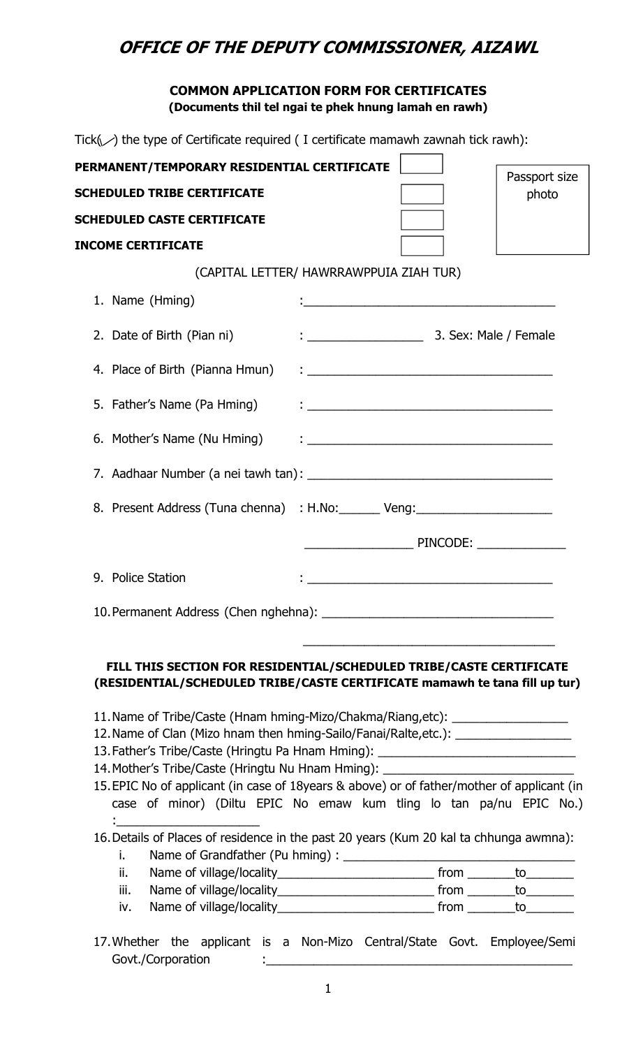# OFFICE OF THE DEPUTY COMMISSIONER, AIZAWL

**COMMON APPLICATION FORM FOR CERTIFICATES**
**(Documents thil tel ngai te phek hnung lamah en rawh)**

Tick(✓) the type of Certificate required ( I certificate mamawh zawnah tick rawh):

**PERMANENT/TEMPORARY RESIDENTIAL CERTIFICATE** ☐

**SCHEDULED TRIBE CERTIFICATE** ☐

**SCHEDULED CASTE CERTIFICATE** ☐

**INCOME CERTIFICATE** ☐

Passport size photo

(CAPITAL LETTER/ HAWRRAWPPUIA ZIAH TUR)

1. Name (Hming) :____________________________________
2. Date of Birth (Pian ni) : ________________ 3. Sex: Male / Female
4. Place of Birth (Pianna Hmun) : ____________________________________
5. Father's Name (Pa Hming) : ____________________________________
6. Mother's Name (Nu Hming) : ____________________________________
7. Aadhaar Number (a nei tawh tan): ____________________________________
8. Present Address (Tuna chenna) : H.No:______ Veng:____________________

   ________________ PINCODE: _____________
9. Police Station : ____________________________________
10. Permanent Address (Chen nghehna): ________________________________

    ____________________________________

**FILL THIS SECTION FOR RESIDENTIAL/SCHEDULED TRIBE/CASTE CERTIFICATE (RESIDENTIAL/SCHEDULED TRIBE/CASTE CERTIFICATE mamawh te tana fill up tur)**

11. Name of Tribe/Caste (Hnam hming-Mizo/Chakma/Riang,etc): ________________
12. Name of Clan (Mizo hnam then hming-Sailo/Fanai/Ralte,etc.): ________________
13. Father's Tribe/Caste (Hringtu Pa Hnam Hming): ____________________________
14. Mother's Tribe/Caste (Hringtu Nu Hnam Hming): ____________________________
15. EPIC No of applicant (in case of 18years & above) or of father/mother of applicant (in case of minor) (Diltu EPIC No emaw kum tling lo tan pa/nu EPIC No.) :_____________________
16. Details of Places of residence in the past 20 years (Kum 20 kal ta chhunga awmna):
    i. Name of Grandfather (Pu hming) : __________________________________
    ii. Name of village/locality_______________________ from _______to_______
    iii. Name of village/locality_______________________ from _______to_______
    iv. Name of village/locality_______________________ from _______to_______
17. Whether the applicant is a Non-Mizo Central/State Govt. Employee/Semi Govt./Corporation :____________________________________________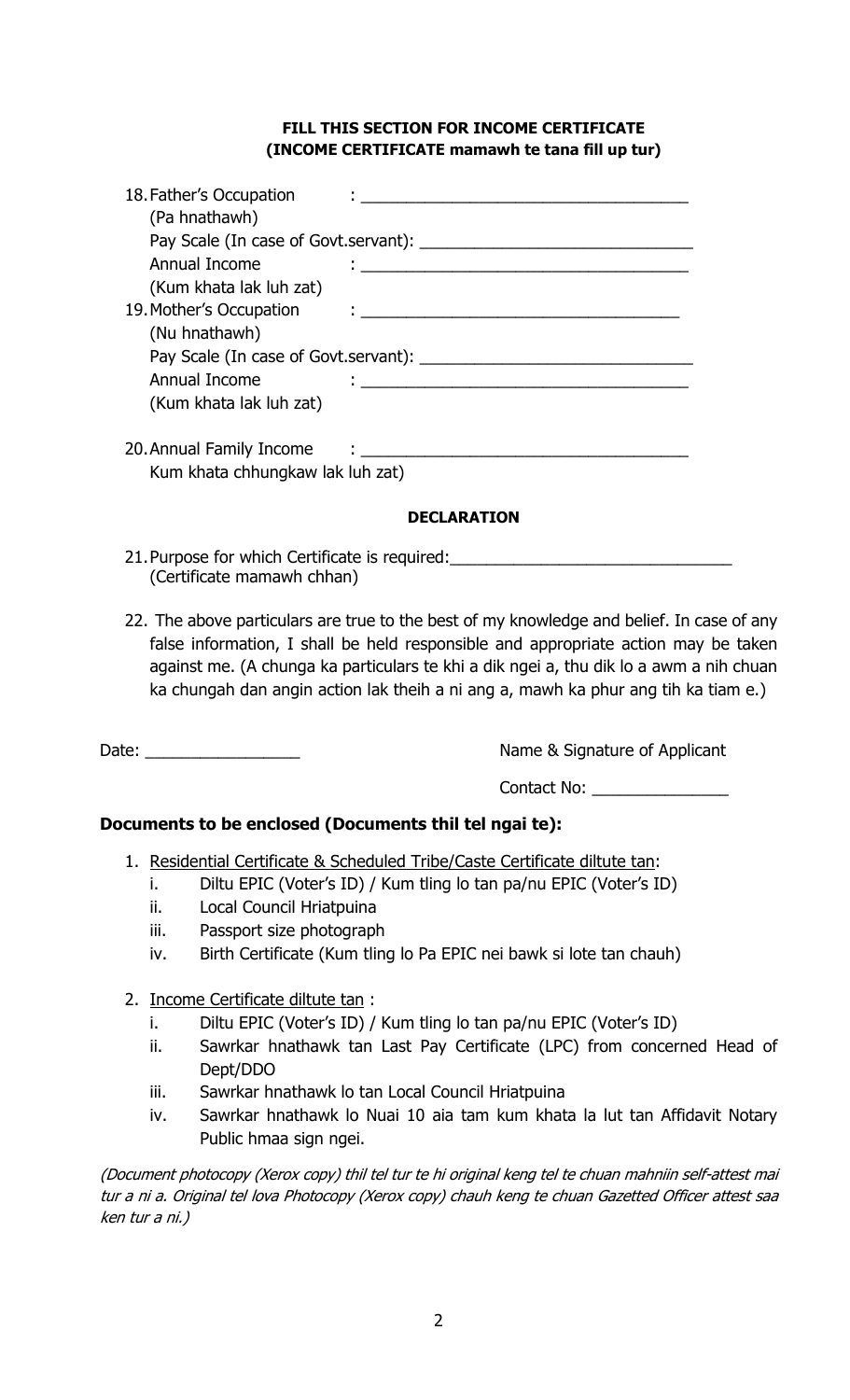**FILL THIS SECTION FOR INCOME CERTIFICATE**
**(INCOME CERTIFICATE mamawh te tana fill up tur)**

18. Father's Occupation : ____________________________________
    (Pa hnathawh)
    Pay Scale (In case of Govt.servant): ______________________________
    Annual Income : ____________________________________
    (Kum khata lak luh zat)
19. Mother's Occupation : ___________________________________
    (Nu hnathawh)
    Pay Scale (In case of Govt.servant): ______________________________
    Annual Income : ____________________________________
    (Kum khata lak luh zat)

20. Annual Family Income : ____________________________________
    Kum khata chhungkaw lak luh zat)

**DECLARATION**

21. Purpose for which Certificate is required:_______________________________
    (Certificate mamawh chhan)

22. The above particulars are true to the best of my knowledge and belief. In case of any false information, I shall be held responsible and appropriate action may be taken against me. (A chunga ka particulars te khi a dik ngei a, thu dik lo a awm a nih chuan ka chungah dan angin action lak theih a ni ang a, mawh ka phur ang tih ka tiam e.)

Date: _________________ Name & Signature of Applicant

Contact No: _______________

**Documents to be enclosed (Documents thil tel ngai te):**

1. Residential Certificate & Scheduled Tribe/Caste Certificate diltute tan:
   i. Diltu EPIC (Voter's ID) / Kum tling lo tan pa/nu EPIC (Voter's ID)
   ii. Local Council Hriatpuina
   iii. Passport size photograph
   iv. Birth Certificate (Kum tling lo Pa EPIC nei bawk si lote tan chauh)

2. Income Certificate diltute tan :
   i. Diltu EPIC (Voter's ID) / Kum tling lo tan pa/nu EPIC (Voter's ID)
   ii. Sawrkar hnathawk tan Last Pay Certificate (LPC) from concerned Head of Dept/DDO
   iii. Sawrkar hnathawk lo tan Local Council Hriatpuina
   iv. Sawrkar hnathawk lo Nuai 10 aia tam kum khata la lut tan Affidavit Notary Public hmaa sign ngei.

*(Document photocopy (Xerox copy) thil tel tur te hi original keng tel te chuan mahniin self-attest mai tur a ni a. Original tel lova Photocopy (Xerox copy) chauh keng te chuan Gazetted Officer attest saa ken tur a ni.)*